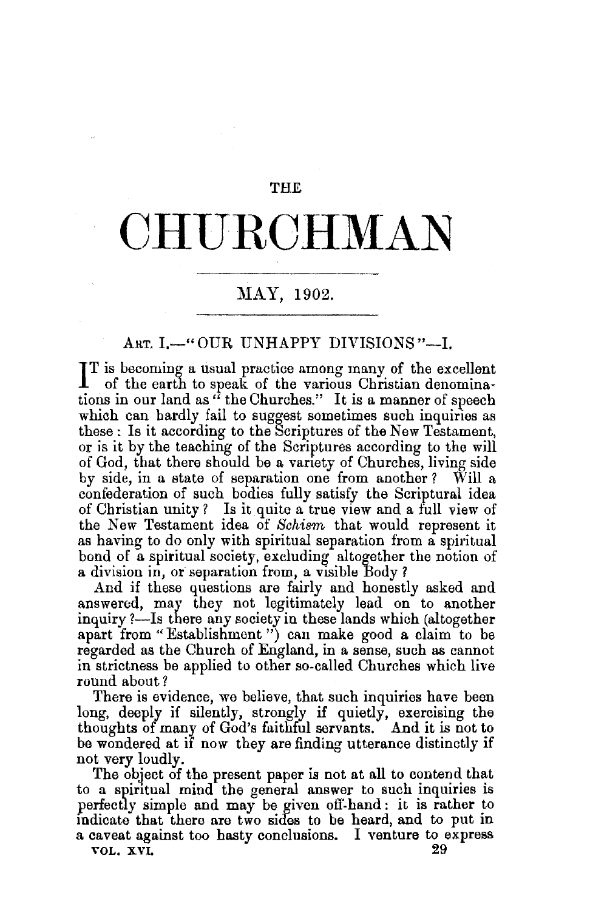# THE CHURCHMAN

## MAY, 1902.

### ART. I.—"OUR UNHAPPY DIVISIONS"—I.

IT is becoming a usual practice among many of the excellent of the earth to speak of the various Christian denominations in our land as "the Churches." It is a manner of speech which can hardly fail to suggest sometimes such inquiries as these: Is it according to the Scriptures of the New Testament, or is it by the teaching of the Scriptures according to the will of God, that there should be a variety of Churches, living side by side, in a state of separation one from another? Will a confederation of such bodies fully satisfy the Scriptural idea of Christian unity? Is it quite a true view and a full view of the New Testament idea of *Schism* that would represent it as having to do only with spiritual separation from a spiritual bond of a spiritual society, excluding altogether the notion of a division in, or separation from, a visible Body?

And if these questions are fairly and honestly asked and answered, may they not legitimately lead on to another inquiry?—Is there any society in these lands which (altogether apart from "Establishment") can make good a claim to be regarded as the Church of England, in a sense, such as cannot in strictness be applied to other so-called Churches which live round about?

There is evidence, we believe, that such inquiries have been long, deeply if silently, strongly if quietly, exercising the thoughts of many of God's faithful servants. And it is not to be wondered at if now they are finding utterance distinctly if not very loudly.

The object of the present paper is not at all to contend that to a spiritual mind the general answer to such inquiries is perfectly simple and may be given off-hand: it is rather to indicate that there are two sides to be heard, and to put in a caveat against too hasty conclusions. I venture to express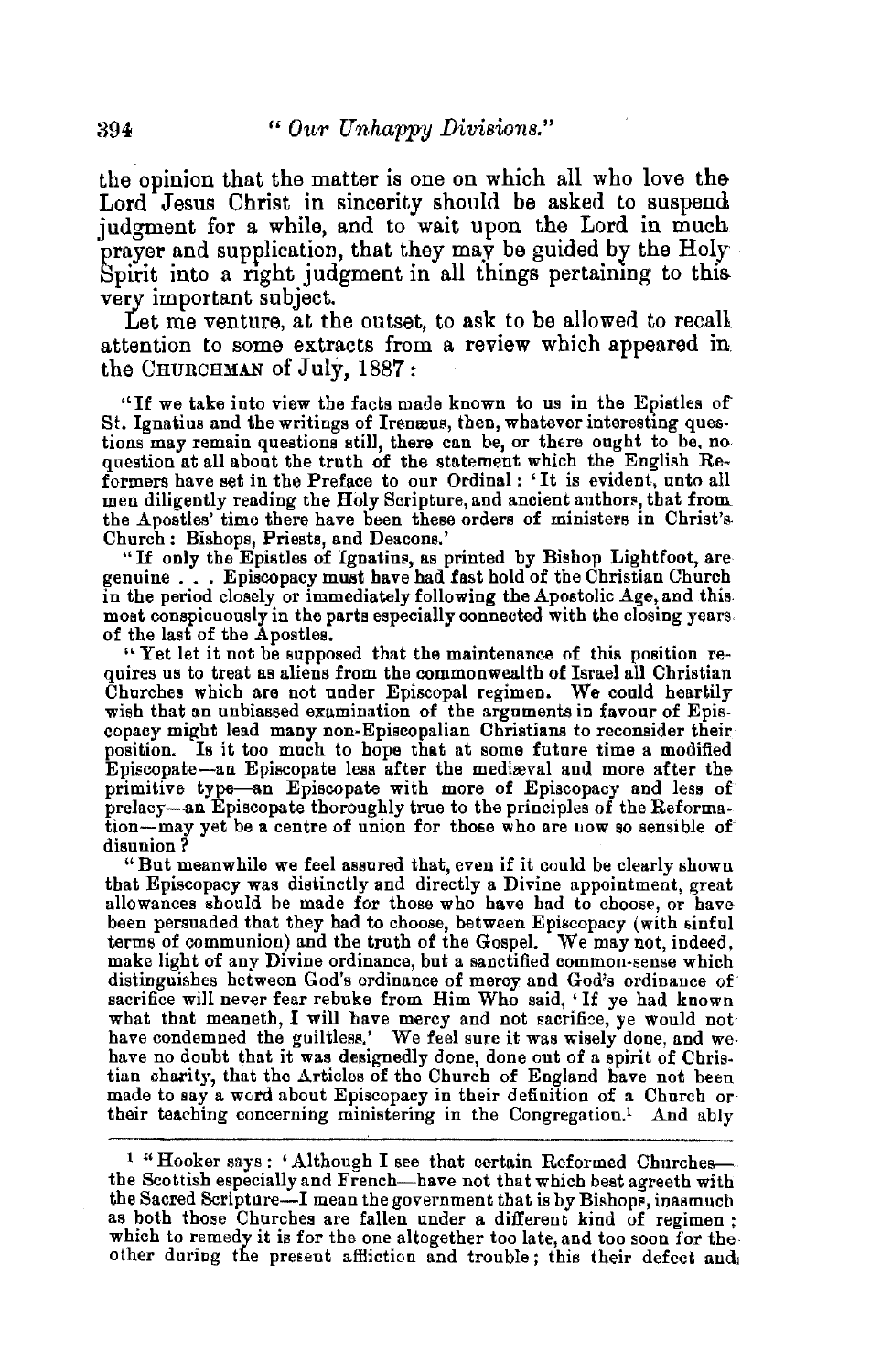the opinion that the matter is one on which all who love the Lord Jesus Christ in sincerity should be asked to suspend judgment for a while, and to wait upon the Lord in much prayer and supplication, that they may be guided by the Holy Spirit into a right judgment in all things pertaining to this very important subject.

Let me venture, at the outset, to ask to be allowed to recall attention to some extracts from a review which appeared in the CHURCHMAN of July, 1887:

> "If we take into view the facts made known to us in the Epistles of St. Ignatius and the writings of Irenæus, then, whatever interesting questions may remain questions still, there can be, or there ought to be, no question at all about the truth of the statement which the English Reformers have set in the Preface to our Ordinal: 'It is evident, unto all men diligently reading the Holy Scripture, and ancient authors, that from the Apostles' time there have been these orders of ministers in Christ's Church: Bishops, Priests, and Deacons.'
>
> "If only the Epistles of Ignatius, as printed by Bishop Lightfoot, are genuine . . . Episcopacy must have had fast hold of the Christian Church in the period closely or immediately following the Apostolic Age, and this most conspicuously in the parts especially connected with the closing years of the last of the Apostles.
>
> "Yet let it not be supposed that the maintenance of this position requires us to treat as aliens from the commonwealth of Israel all Christian Churches which are not under Episcopal regimen. We could heartily wish that an unbiassed examination of the arguments in favour of Episcopacy might lead many non-Episcopalian Christians to reconsider their position. Is it too much to hope that at some future time a modified Episcopate—an Episcopate less after the mediæval and more after the primitive type—an Episcopate with more of Episcopacy and less of prelacy—an Episcopate thoroughly true to the principles of the Reformation—may yet be a centre of union for those who are now so sensible of disunion?
>
> "But meanwhile we feel assured that, even if it could be clearly shown that Episcopacy was distinctly and directly a Divine appointment, great allowances should be made for those who have had to choose, or have been persuaded that they had to choose, between Episcopacy (with sinful terms of communion) and the truth of the Gospel. We may not, indeed, make light of any Divine ordinance, but a sanctified common-sense which distinguishes between God's ordinance of mercy and God's ordinance of sacrifice will never fear rebuke from Him Who said, 'If ye had known what that meaneth, I will have mercy and not sacrifice, ye would not have condemned the guiltless.' We feel sure it was wisely done, and we have no doubt that it was designedly done, done out of a spirit of Christian charity, that the Articles of the Church of England have not been made to say a word about Episcopacy in their definition of a Church or their teaching concerning ministering in the Congregation.[1] And ably

[1] "Hooker says: 'Although I see that certain Reformed Churches—the Scottish especially and French—have not that which best agreeth with the Sacred Scripture—I mean the government that is by Bishops, inasmuch as both those Churches are fallen under a different kind of regimen; which to remedy it is for the one altogether too late, and too soon for the other during the present affliction and trouble; this their defect and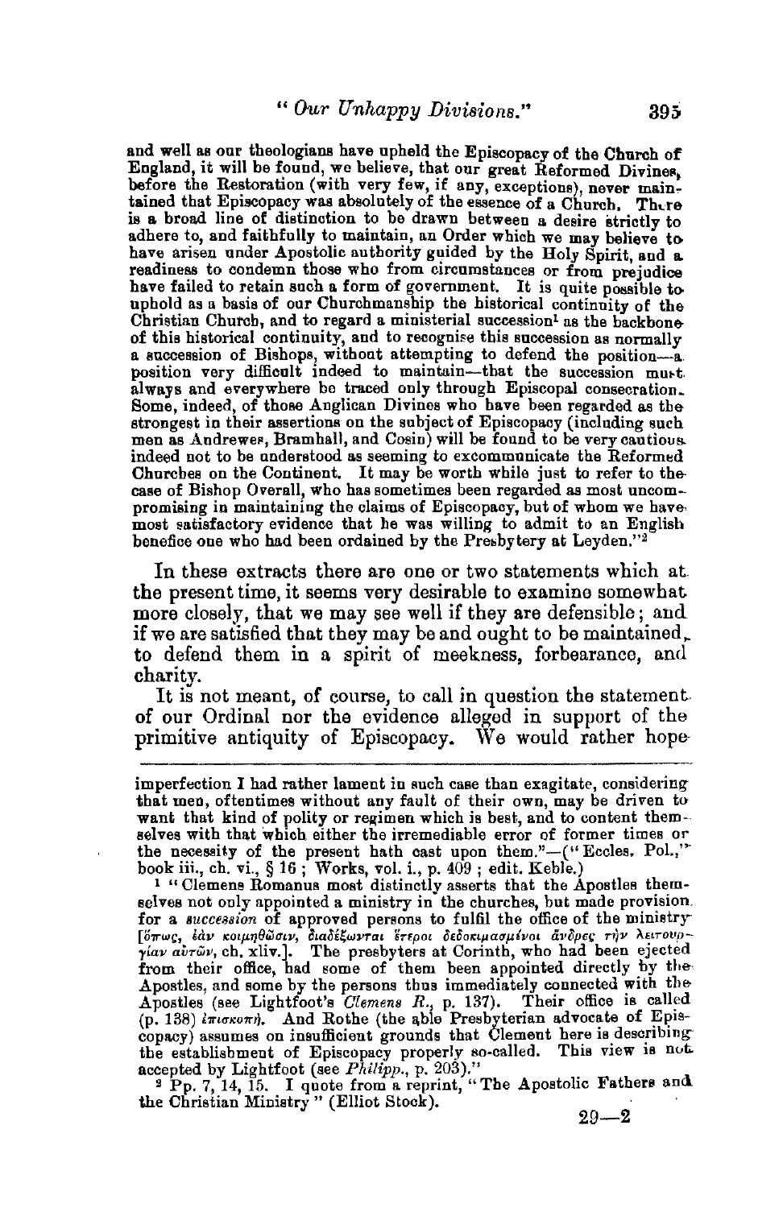and well as our theologians have upheld the Episcopacy of the Church of England, it will be found, we believe, that our great Reformed Divines, before the Restoration (with very few, if any, exceptions), never maintained that Episcopacy was absolutely of the essence of a Church. There is a broad line of distinction to be drawn between a desire strictly to adhere to, and faithfully to maintain, an Order which we may believe to have arisen under Apostolic authority guided by the Holy Spirit, and a readiness to condemn those who from circumstances or from prejudice have failed to retain such a form of government. It is quite possible to uphold as a basis of our Churchmanship the historical continuity of the Christian Church, and to regard a ministerial succession[1] as the backbone of this historical continuity, and to recognise this succession as normally a succession of Bishops, without attempting to defend the position—a position very difficult indeed to maintain—that the succession must always and everywhere be traced only through Episcopal consecration. Some, indeed, of those Anglican Divines who have been regarded as the strongest in their assertions on the subject of Episcopacy (including such men as Andrewes, Bramhall, and Cosin) will be found to be very cautious indeed not to be understood as seeming to excommunicate the Reformed Churches on the Continent. It may be worth while just to refer to the case of Bishop Overall, who has sometimes been regarded as most uncompromising in maintaining the claims of Episcopacy, but of whom we have most satisfactory evidence that he was willing to admit to an English benefice one who had been ordained by the Presbytery at Leyden."[2]

In these extracts there are one or two statements which at the present time, it seems very desirable to examine somewhat more closely, that we may see well if they are defensible; and if we are satisfied that they may be and ought to be maintained, to defend them in a spirit of meekness, forbearance, and charity.

It is not meant, of course, to call in question the statement of our Ordinal nor the evidence alleged in support of the primitive antiquity of Episcopacy. We would rather hope

---

imperfection I had rather lament in such case than exagitate, considering that men, oftentimes without any fault of their own, may be driven to want that kind of polity or regimen which is best, and to content themselves with that which either the irremediable error of former times or the necessity of the present hath cast upon them."—("Eccles. Pol.," book iii., ch. vi., § 16; Works, vol. i., p. 409; edit. Keble.)

[1] "Clemens Romanus most distinctly asserts that the Apostles themselves not only appointed a ministry in the churches, but made provision for a *succession* of approved persons to fulfil the office of the ministry [ὅπως, ἐὰν κοιμηθῶσιν, διαδέξωνται ἕτεροι δεδοκιμασμένοι ἄνδρες τὴν λειτουργίαν αὐτῶν, ch. xliv.]. The presbyters at Corinth, who had been ejected from their office, had some of them been appointed directly by the Apostles, and some by the persons thus immediately connected with the Apostles (see Lightfoot's *Clemens R.*, p. 137). Their office is called (p. 138) ἐπισκοπή. And Rothe (the able Presbyterian advocate of Episcopacy) assumes on insufficient grounds that Clement here is describing the establishment of Episcopacy properly so-called. This view is not accepted by Lightfoot (see *Philipp.*, p. 203)."

[2] Pp. 7, 14, 15. I quote from a reprint, "The Apostolic Fathers and the Christian Ministry" (Elliot Stock).

29—2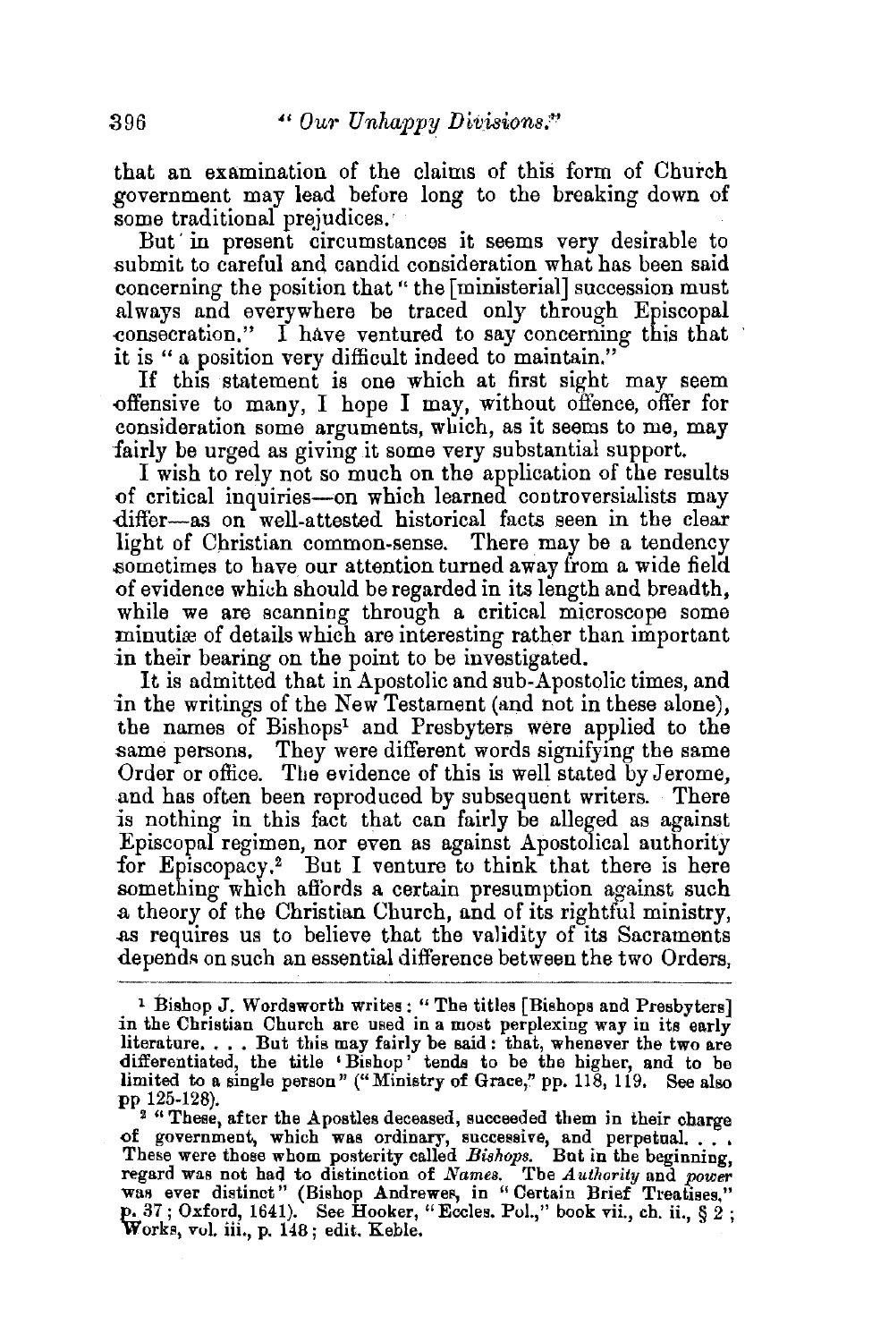that an examination of the claims of this form of Church government may lead before long to the breaking down of some traditional prejudices.

But in present circumstances it seems very desirable to submit to careful and candid consideration what has been said concerning the position that "the [ministerial] succession must always and everywhere be traced only through Episcopal consecration." I have ventured to say concerning this that it is "a position very difficult indeed to maintain."

If this statement is one which at first sight may seem offensive to many, I hope I may, without offence, offer for consideration some arguments, which, as it seems to me, may fairly be urged as giving it some very substantial support.

I wish to rely not so much on the application of the results of critical inquiries—on which learned controversialists may differ—as on well-attested historical facts seen in the clear light of Christian common-sense. There may be a tendency sometimes to have our attention turned away from a wide field of evidence which should be regarded in its length and breadth, while we are scanning through a critical microscope some minutiæ of details which are interesting rather than important in their bearing on the point to be investigated.

It is admitted that in Apostolic and sub-Apostolic times, and in the writings of the New Testament (and not in these alone), the names of Bishops[1] and Presbyters were applied to the same persons. They were different words signifying the same Order or office. The evidence of this is well stated by Jerome, and has often been reproduced by subsequent writers. There is nothing in this fact that can fairly be alleged as against Episcopal regimen, nor even as against Apostolical authority for Episcopacy.[2] But I venture to think that there is here something which affords a certain presumption against such a theory of the Christian Church, and of its rightful ministry, as requires us to believe that the validity of its Sacraments depends on such an essential difference between the two Orders,

---

[1] Bishop J. Wordsworth writes: "The titles [Bishops and Presbyters] in the Christian Church are used in a most perplexing way in its early literature. . . . But this may fairly be said: that, whenever the two are differentiated, the title 'Bishop' tends to be the higher, and to be limited to a single person" ("Ministry of Grace," pp. 118, 119. See also pp 125-128).

[2] "These, after the Apostles deceased, succeeded them in their charge of government, which was ordinary, successive, and perpetual. . . . These were those whom posterity called *Bishops*. But in the beginning, regard was not had to distinction of *Names*. The *Authority* and *power* was ever distinct" (Bishop Andrewes, in "Certain Brief Treatises," p. 37; Oxford, 1641). See Hooker, "Eccles. Pol.," book vii., ch. ii., § 2; Works, vol. iii., p. 148; edit. Keble.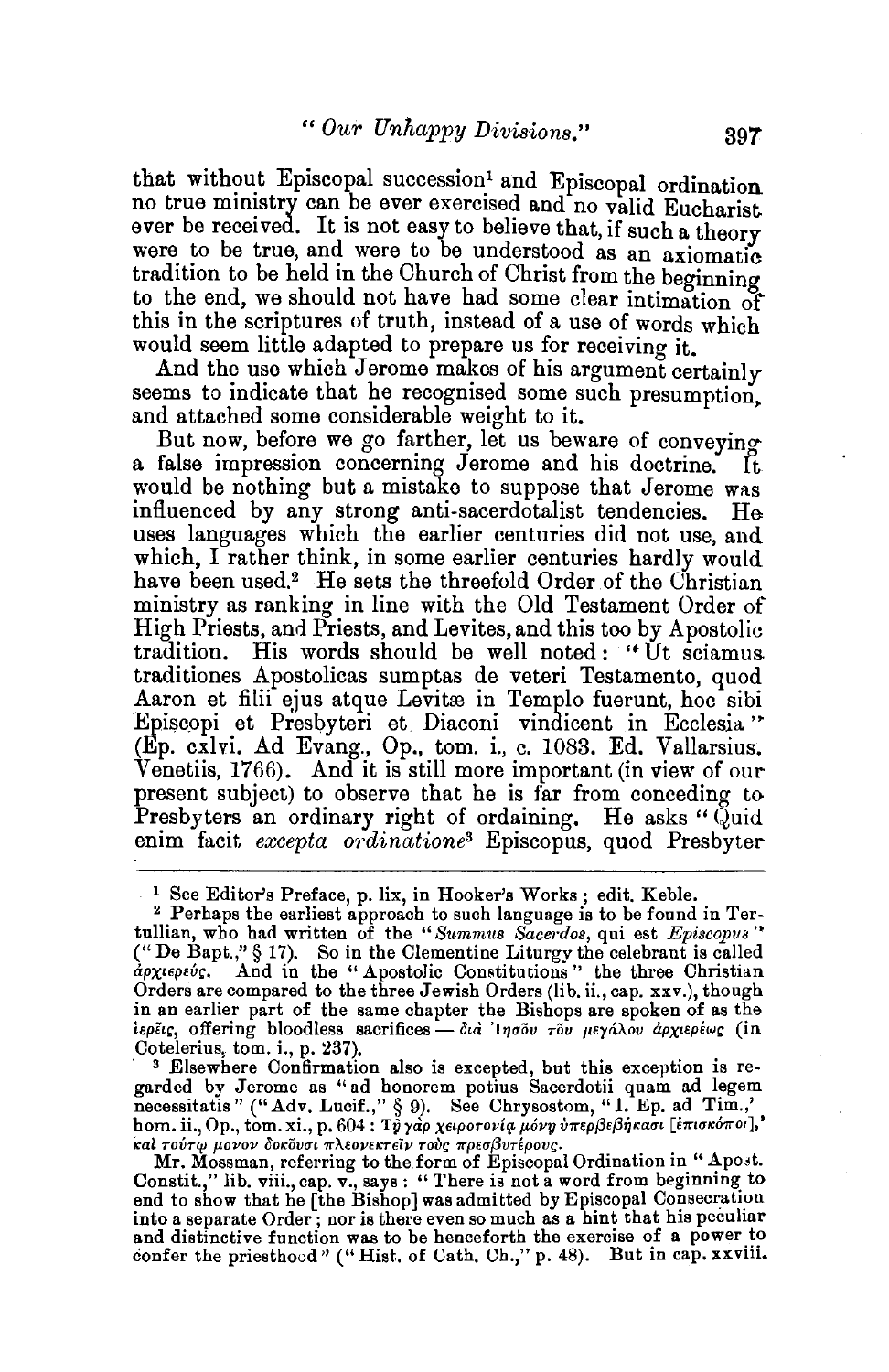that without Episcopal succession[1] and Episcopal ordination no true ministry can be ever exercised and no valid Eucharist ever be received. It is not easy to believe that, if such a theory were to be true, and were to be understood as an axiomatic tradition to be held in the Church of Christ from the beginning to the end, we should not have had some clear intimation of this in the scriptures of truth, instead of a use of words which would seem little adapted to prepare us for receiving it.

And the use which Jerome makes of his argument certainly seems to indicate that he recognised some such presumption, and attached some considerable weight to it.

But now, before we go farther, let us beware of conveying a false impression concerning Jerome and his doctrine. It would be nothing but a mistake to suppose that Jerome was influenced by any strong anti-sacerdotalist tendencies. He uses languages which the earlier centuries did not use, and which, I rather think, in some earlier centuries hardly would have been used.[2] He sets the threefold Order of the Christian ministry as ranking in line with the Old Testament Order of High Priests, and Priests, and Levites, and this too by Apostolic tradition. His words should be well noted: "Ut sciamus traditiones Apostolicas sumptas de veteri Testamento, quod Aaron et filii ejus atque Levitæ in Templo fuerunt, hoc sibi Episcopi et Presbyteri et Diaconi vindicent in Ecclesia" (Ep. cxlvi. Ad Evang., Op., tom. i., c. 1083. Ed. Vallarsius. Venetiis, 1766). And it is still more important (in view of our present subject) to observe that he is far from conceding to Presbyters an ordinary right of ordaining. He asks "Quid enim facit *excepta ordinatione*[3] Episcopus, quod Presbyter

---

[1] See Editor's Preface, p. lix, in Hooker's Works; edit. Keble.

[2] Perhaps the earliest approach to such language is to be found in Tertullian, who had written of the "*Summus Sacerdos*, qui est *Episcopus*" ("De Bapt.," § 17). So in the Clementine Liturgy the celebrant is called ἀρχιερεύς. And in the "Apostolic Constitutions" the three Christian Orders are compared to the three Jewish Orders (lib. ii., cap. xxv.), though in an earlier part of the same chapter the Bishops are spoken of as the ἱερεῖς, offering bloodless sacrifices — διὰ Ἰησοῦ τοῦ μεγάλου ἀρχιερέως (in Cotelerius, tom. i., p. 237).

[3] Elsewhere Confirmation also is excepted, but this exception is regarded by Jerome as "ad honorem potius Sacerdotii quam ad legem necessitatis" ("Adv. Lucif.," § 9). See Chrysostom, "I. Ep. ad Tim.," hom. ii., Op., tom. xi., p. 604: Τῇ γὰρ χειροτονίᾳ μόνῃ ὑπερβεβήκασι [ἐπισκόποι], καὶ τούτῳ μόνον δοκοῦσι πλεονεκτεῖν τοὺς πρεσβυτέρους.

Mr. Mossman, referring to the form of Episcopal Ordination in "Apost. Constit.," lib. viii., cap. v., says: "There is not a word from beginning to end to show that he [the Bishop] was admitted by Episcopal Consecration into a separate Order; nor is there even so much as a hint that his peculiar and distinctive function was to be henceforth the exercise of a power to confer the priesthood" ("Hist. of Cath. Ch.," p. 48). But in cap. xxviii.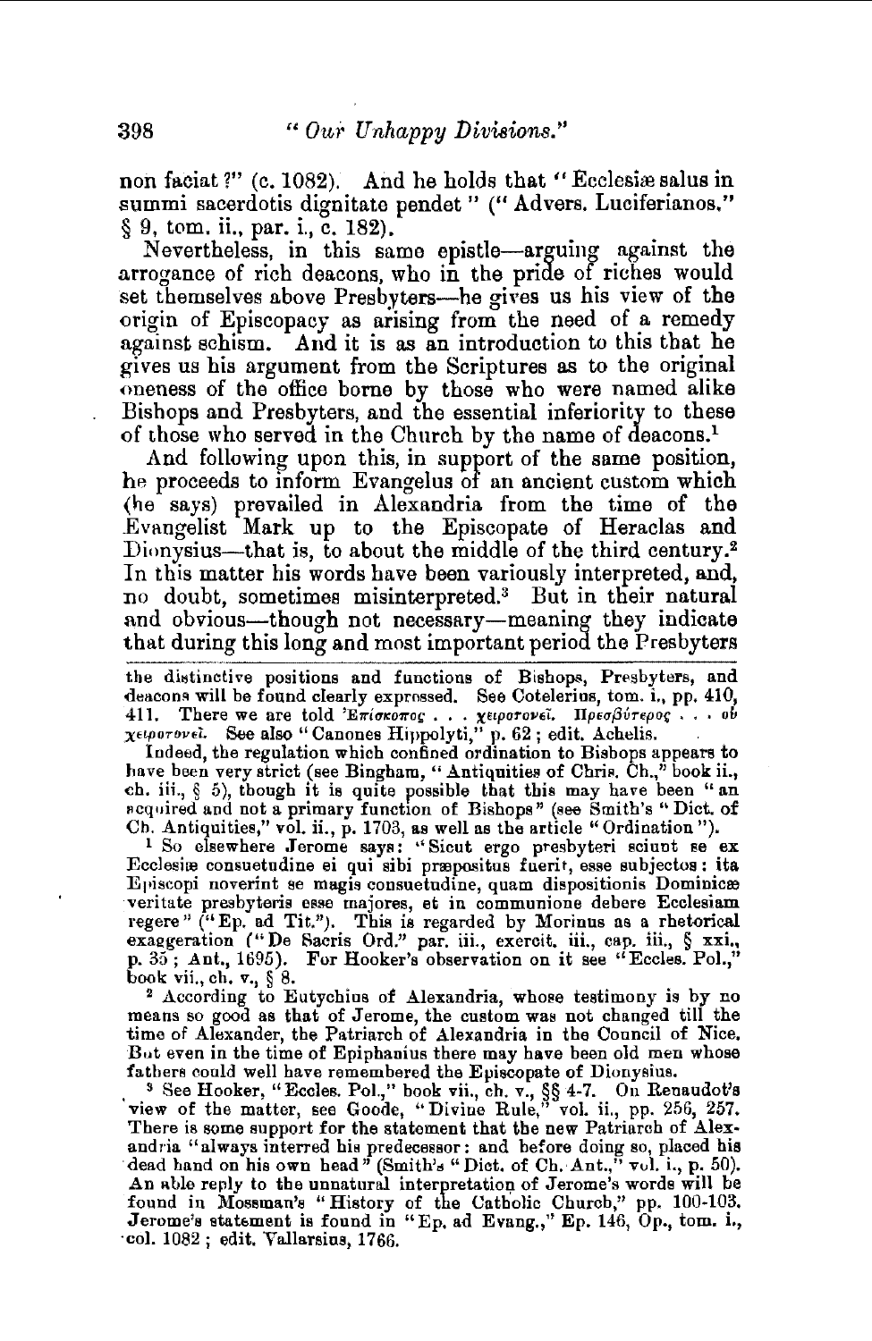non faciat?" (c. 1082). And he holds that "Ecclesiæ salus in summi sacerdotis dignitate pendet" ("Advers. Luciferianos," § 9, tom. ii., par. i., c. 182).

Nevertheless, in this same epistle—arguing against the arrogance of rich deacons, who in the pride of riches would set themselves above Presbyters—he gives us his view of the origin of Episcopacy as arising from the need of a remedy against schism. And it is as an introduction to this that he gives us his argument from the Scriptures as to the original oneness of the office borne by those who were named alike Bishops and Presbyters, and the essential inferiority to these of those who served in the Church by the name of deacons.[1]

And following upon this, in support of the same position, he proceeds to inform Evangelus of an ancient custom which (he says) prevailed in Alexandria from the time of the Evangelist Mark up to the Episcopate of Heraclas and Dionysius—that is, to about the middle of the third century.[2] In this matter his words have been variously interpreted, and, no doubt, sometimes misinterpreted.[3] But in their natural and obvious—though not necessary—meaning they indicate that during this long and most important period the Presbyters

---

the distinctive positions and functions of Bishops, Presbyters, and deacons will be found clearly expressed. See Cotelerius, tom. i., pp. 410, 411. There we are told Ἐπίσκοπος . . . χειροτονεῖ. Πρεσβύτερος . . . οὐ χειροτονεῖ. See also "Canones Hippolyti," p. 62; edit. Achelis.

Indeed, the regulation which confined ordination to Bishops appears to have been very strict (see Bingham, "Antiquities of Chris. Ch.," book ii., ch. iii., § 5), though it is quite possible that this may have been "an acquired and not a primary function of Bishops" (see Smith's "Dict. of Ch. Antiquities," vol. ii., p. 1703, as well as the article "Ordination").

[1] So elsewhere Jerome says: "Sicut ergo presbyteri sciunt se ex Ecclesiæ consuetudine ei qui sibi præpositus fuerit, esse subjectos: ita Episcopi noverint se magis consuetudine, quam dispositionis Dominicæ veritate presbyteris esse majores, et in communione debere Ecclesiam regere" ("Ep. ad Tit."). This is regarded by Morinus as a rhetorical exaggeration ("De Sacris Ord." par. iii., exercit. iii., cap. iii., § xxi., p. 35; Ant., 1695). For Hooker's observation on it see "Eccles. Pol.," book vii., ch. v., § 8.

[2] According to Eutychius of Alexandria, whose testimony is by no means so good as that of Jerome, the custom was not changed till the time of Alexander, the Patriarch of Alexandria in the Council of Nice. But even in the time of Epiphanius there may have been old men whose fathers could well have remembered the Episcopate of Dionysius.

[3] See Hooker, "Eccles. Pol.," book vii., ch. v., §§ 4-7. On Renaudot's view of the matter, see Goode, "Divine Rule," vol. ii., pp. 256, 257. There is some support for the statement that the new Patriarch of Alexandria "always interred his predecessor: and before doing so, placed his dead hand on his own head" (Smith's "Dict. of Ch. Ant.," vol. i., p. 50). An able reply to the unnatural interpretation of Jerome's words will be found in Mossman's "History of the Catholic Church," pp. 100-103. Jerome's statement is found in "Ep. ad Evang.," Ep. 146, Op., tom. i., col. 1082; edit. Vallarsius, 1766.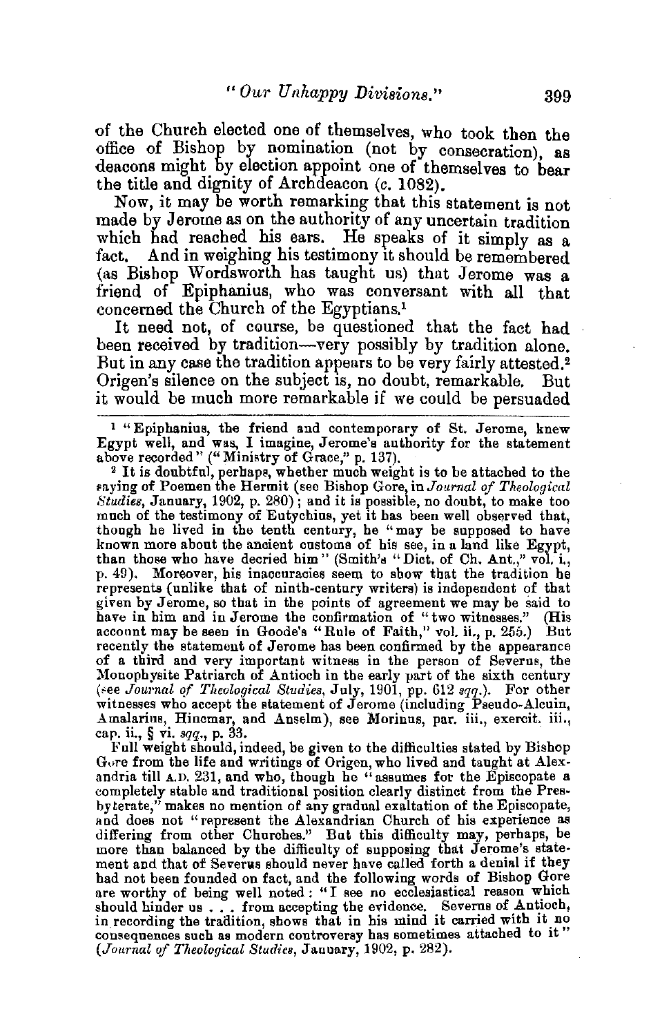of the Church elected one of themselves, who took then the office of Bishop by nomination (not by consecration), as deacons might by election appoint one of themselves to bear the title and dignity of Archdeacon (c. 1082).

Now, it may be worth remarking that this statement is not made by Jerome as on the authority of any uncertain tradition which had reached his ears. He speaks of it simply as a fact. And in weighing his testimony it should be remembered (as Bishop Wordsworth has taught us) that Jerome was a friend of Epiphanius, who was conversant with all that concerned the Church of the Egyptians.[1]

It need not, of course, be questioned that the fact had been received by tradition—very possibly by tradition alone. But in any case the tradition appears to be very fairly attested.[2] Origen's silence on the subject is, no doubt, remarkable. But it would be much more remarkable if we could be persuaded

---

[1] "Epiphanius, the friend and contemporary of St. Jerome, knew Egypt well, and was, I imagine, Jerome's authority for the statement above recorded" ("Ministry of Grace," p. 137).

[2] It is doubtful, perhaps, whether much weight is to be attached to the saying of Poemen the Hermit (see Bishop Gore, in *Journal of Theological Studies*, January, 1902, p. 280); and it is possible, no doubt, to make too much of the testimony of Eutychius, yet it has been well observed that, though he lived in the tenth century, he "may be supposed to have known more about the ancient customs of his see, in a land like Egypt, than those who have decried him" (Smith's "Dict. of Ch. Ant.," vol. i., p. 49). Moreover, his inaccuracies seem to show that the tradition he represents (unlike that of ninth-century writers) is independent of that given by Jerome, so that in the points of agreement we may be said to have in him and in Jerome the confirmation of "two witnesses." (His account may be seen in Goode's "Rule of Faith," vol. ii., p. 255.) But recently the statement of Jerome has been confirmed by the appearance of a third and very important witness in the person of Severus, the Monophysite Patriarch of Antioch in the early part of the sixth century (see *Journal of Theological Studies*, July, 1901, pp. 612 *sqq.*). For other witnesses who accept the statement of Jerome (including Pseudo-Alcuin, Amalarius, Hincmar, and Anselm), see Morinus, par. iii., exercit. iii., cap. ii., § vi. *sqq.*, p. 33.

Full weight should, indeed, be given to the difficulties stated by Bishop Gore from the life and writings of Origen, who lived and taught at Alexandria till A.D. 231, and who, though he "assumes for the Episcopate a completely stable and traditional position clearly distinct from the Presbyterate," makes no mention of any gradual exaltation of the Episcopate, and does not "represent the Alexandrian Church of his experience as differing from other Churches." But this difficulty may, perhaps, be more than balanced by the difficulty of supposing that Jerome's statement and that of Severus should never have called forth a denial if they had not been founded on fact, and the following words of Bishop Gore are worthy of being well noted: "I see no ecclesiastical reason which should hinder us . . . from accepting the evidence. Severus of Antioch, in recording the tradition, shows that in his mind it carried with it no consequences such as modern controversy has sometimes attached to it" (*Journal of Theological Studies*, January, 1902, p. 282).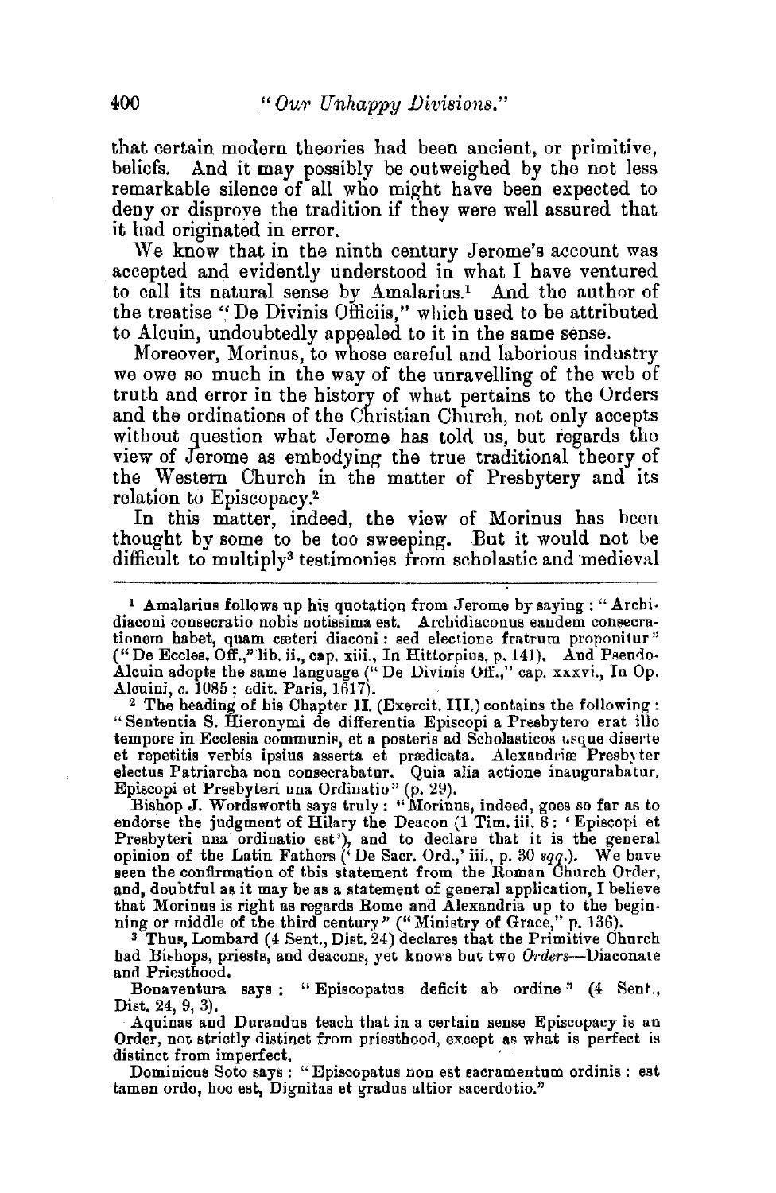that certain modern theories had been ancient, or primitive, beliefs. And it may possibly be outweighed by the not less remarkable silence of all who might have been expected to deny or disprove the tradition if they were well assured that it had originated in error.

We know that in the ninth century Jerome's account was accepted and evidently understood in what I have ventured to call its natural sense by Amalarius.[1] And the author of the treatise "De Divinis Officiis," which used to be attributed to Alcuin, undoubtedly appealed to it in the same sense.

Moreover, Morinus, to whose careful and laborious industry we owe so much in the way of the unravelling of the web of truth and error in the history of what pertains to the Orders and the ordinations of the Christian Church, not only accepts without question what Jerome has told us, but regards the view of Jerome as embodying the true traditional theory of the Western Church in the matter of Presbytery and its relation to Episcopacy.[2]

In this matter, indeed, the view of Morinus has been thought by some to be too sweeping. But it would not be difficult to multiply[3] testimonies from scholastic and medieval

---

[1] Amalarius follows up his quotation from Jerome by saying: "Archidiaconi consecratio nobis notissima est. Archidiaconus eandem consecrationem habet, quam cæteri diaconi: sed electione fratrum proponitur" ("De Eccles. Off.," lib. ii., cap. xiii., In Hittorpius, p. 141). And Pseudo-Alcuin adopts the same language ("De Divinis Off.," cap. xxxvi., In Op. Alcuini, c. 1085; edit. Paris, 1617).

[2] The heading of his Chapter II. (Exercit. III.) contains the following: "Sententia S. Hieronymi de differentia Episcopi a Presbytero erat illo tempore in Ecclesia communis, et a posteris ad Scholasticos usque diserte et repetitis verbis ipsius asserta et prædicata. Alexandriæ Presbyter electus Patriarcha non consecrabatur. Quia alia actione inaugurabatur. Episcopi et Presbyteri una Ordinatio" (p. 29).

Bishop J. Wordsworth says truly: "Morinus, indeed, goes so far as to endorse the judgment of Hilary the Deacon (1 Tim. iii. 8: 'Episcopi et Presbyteri una ordinatio est'), and to declare that it is the general opinion of the Latin Fathers ('De Sacr. Ord.,' iii., p. 30 *sqq.*). We have seen the confirmation of this statement from the Roman Church Order, and, doubtful as it may be as a statement of general application, I believe that Morinus is right as regards Rome and Alexandria up to the beginning or middle of the third century" ("Ministry of Grace," p. 136).

[3] Thus, Lombard (4 Sent., Dist. 24) declares that the Primitive Church had Bishops, priests, and deacons, yet knows but two *Orders*—Diaconate and Priesthood.

Bonaventura says: "Episcopatus deficit ab ordine" (4 Sent., Dist. 24, 9, 3).

Aquinas and Durandus teach that in a certain sense Episcopacy is an Order, not strictly distinct from priesthood, except as what is perfect is distinct from imperfect.

Dominicus Soto says: "Episcopatus non est sacramentum ordinis: est tamen ordo, hoc est, Dignitas et gradus altior sacerdotio."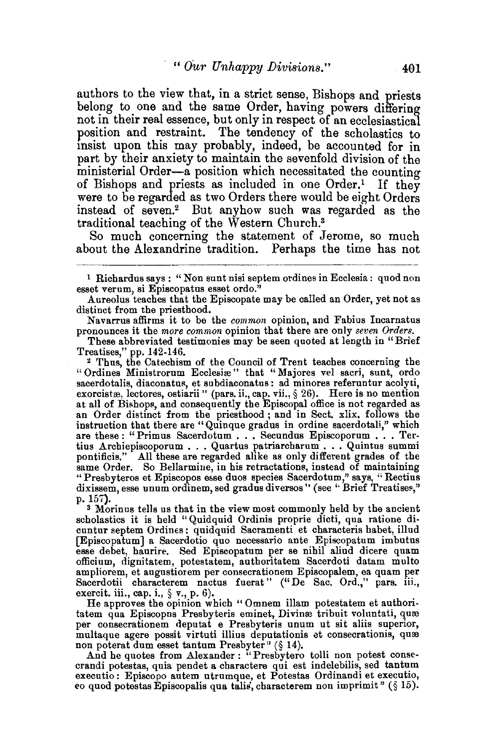authors to the view that, in a strict sense, Bishops and priests belong to one and the same Order, having powers differing not in their real essence, but only in respect of an ecclesiastical position and restraint. The tendency of the scholastics to insist upon this may probably, indeed, be accounted for in part by their anxiety to maintain the sevenfold division of the ministerial Order—a position which necessitated the counting of Bishops and priests as included in one Order.[1] If they were to be regarded as two Orders there would be eight Orders instead of seven.[2] But anyhow such was regarded as the traditional teaching of the Western Church.[3]

So much concerning the statement of Jerome, so much about the Alexandrine tradition. Perhaps the time has not

---

[1] Richardus says: "Non sunt nisi septem ordines in Ecclesia: quod non esset verum, si Episcopatus esset ordo."

Aureolus teaches that the Episcopate may be called an Order, yet not as distinct from the priesthood.

Navarrus affirms it to be the *common* opinion, and Fabius Incarnatus pronounces it the *more common* opinion that there are only *seven Orders*.

These abbreviated testimonies may be seen quoted at length in "Brief Treatises," pp. 142-146.

[2] Thus, the Catechism of the Council of Trent teaches concerning the "Ordines Ministrorum Ecclesiæ" that "Majores vel sacri, sunt, ordo sacerdotalis, diaconatus, et subdiaconatus: ad minores referuntur acolyti, exorcistæ, lectores, ostiarii" (pars. ii., cap. vii., § 26). Here is no mention at all of Bishops, and consequently the Episcopal office is not regarded as an Order distinct from the priesthood; and in Sect. xlix. follows the instruction that there are "Quinque gradus in ordine sacerdotali," which are these: "Primus Sacerdotum . . . Secundus Episcoporum . . . Tertius Archiepiscoporum . . . Quartus patriarcharum . . . Quintus summi pontificis." All these are regarded alike as only different grades of the same Order. So Bellarmine, in his retractations, instead of maintaining "Presbyteros et Episcopos esse duos species Sacerdotum," says, "Rectius dixissem, esse unum ordinem, sed gradus diversos" (see "Brief Treatises," p. 157).

[3] Morinus tells us that in the view most commonly held by the ancient scholastics it is held "Quidquid Ordinis proprie dicti, qua ratione dicuntur septem Ordines: quidquid Sacramenti et characteris habet, illud [Episcopatum] a Sacerdotio quo necessario ante Episcopatum imbutus esse debet, haurire. Sed Episcopatum per se nihil aliud dicere quam officium, dignitatem, potestatem, authoritatem Sacerdoti datam multo ampliorem, et augustiorem per consecrationem Episcopalem, ea quam per Sacerdotii characterem nactus fuerat" ("De Sac. Ord.," pars. iii., exercit. iii., cap. i., § v., p. 6).

He approves the opinion which "Omnem illam potestatem et authoritatem qua Episcopus Presbyteris eminet, Divinæ tribuit voluntati, quæ per consecrationem deputat e Presbyteris unum ut sit aliis superior, multaque agere possit virtuti illius deputationis et consecrationis, quæ non poterat dum esset tantum Presbyter" (§ 14).

And he quotes from Alexander: "Presbytero tolli non potest consecrandi potestas, quia pendet a charactere qui est indelebilis, sed tantum executio: Episcopo autem utrumque, et Potestas Ordinandi et executio, eo quod potestas Episcopalis qua talis, characterem non imprimit" (§ 15).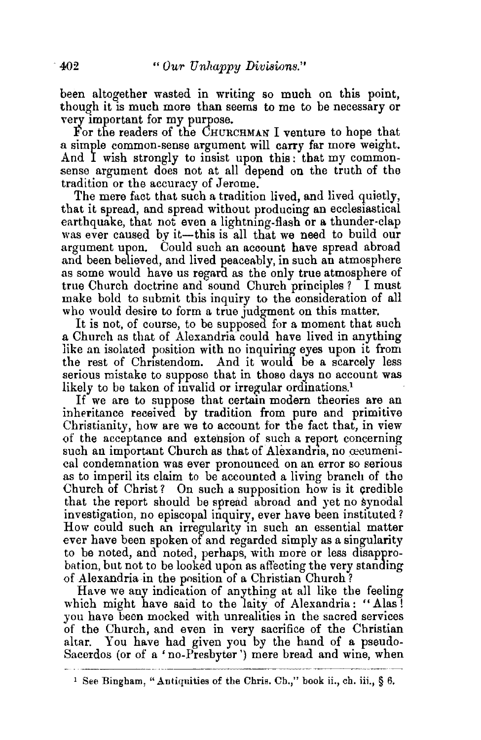been altogether wasted in writing so much on this point, though it is much more than seems to me to be necessary or very important for my purpose.

For the readers of the CHURCHMAN I venture to hope that a simple common-sense argument will carry far more weight. And I wish strongly to insist upon this: that my common-sense argument does not at all depend on the truth of the tradition or the accuracy of Jerome.

The mere fact that such a tradition lived, and lived quietly, that it spread, and spread without producing an ecclesiastical earthquake, that not even a lightning-flash or a thunder-clap was ever caused by it—this is all that we need to build our argument upon. Could such an account have spread abroad and been believed, and lived peaceably, in such an atmosphere as some would have us regard as the only true atmosphere of true Church doctrine and sound Church principles? I must make bold to submit this inquiry to the consideration of all who would desire to form a true judgment on this matter.

It is not, of course, to be supposed for a moment that such a Church as that of Alexandria could have lived in anything like an isolated position with no inquiring eyes upon it from the rest of Christendom. And it would be a scarcely less serious mistake to suppose that in those days no account was likely to be taken of invalid or irregular ordinations.[1]

If we are to suppose that certain modern theories are an inheritance received by tradition from pure and primitive Christianity, how are we to account for the fact that, in view of the acceptance and extension of such a report concerning such an important Church as that of Alexandria, no œcumenical condemnation was ever pronounced on an error so serious as to imperil its claim to be accounted a living branch of the Church of Christ? On such a supposition how is it credible that the report should be spread abroad and yet no synodal investigation, no episcopal inquiry, ever have been instituted? How could such an irregularity in such an essential matter ever have been spoken of and regarded simply as a singularity to be noted, and noted, perhaps, with more or less disapprobation, but not to be looked upon as affecting the very standing of Alexandria in the position of a Christian Church?

Have we any indication of anything at all like the feeling which might have said to the laity of Alexandria: "Alas! you have been mocked with unrealities in the sacred services of the Church, and even in very sacrifice of the Christian altar. You have had given you by the hand of a pseudo-Sacerdos (or of a 'no-Presbyter') mere bread and wine, when

---

[1] See Bingham, "Antiquities of the Chris. Ch.," book ii., ch. iii., § 6.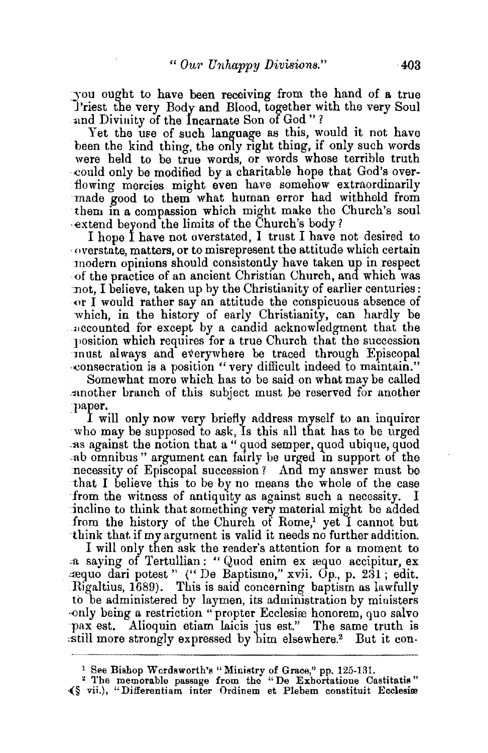you ought to have been receiving from the hand of a true Priest the very Body and Blood, together with the very Soul and Divinity of the Incarnate Son of God" ?

Yet the use of such language as this, would it not have been the kind thing, the only right thing, if only such words were held to be true words, or words whose terrible truth could only be modified by a charitable hope that God's overflowing mercies might even have somehow extraordinarily made good to them what human error had withheld from them in a compassion which might make the Church's soul extend beyond the limits of the Church's body ?

I hope I have not overstated, I trust I have not desired to overstate, matters, or to misrepresent the attitude which certain modern opinions should consistently have taken up in respect of the practice of an ancient Christian Church, and which was not, I believe, taken up by the Christianity of earlier centuries: or I would rather say an attitude the conspicuous absence of which, in the history of early Christianity, can hardly be accounted for except by a candid acknowledgment that the position which requires for a true Church that the succession must always and everywhere be traced through Episcopal consecration is a position "very difficult indeed to maintain."

Somewhat more which has to be said on what may be called another branch of this subject must be reserved for another paper.

I will only now very briefly address myself to an inquirer who may be supposed to ask, Is this all that has to be urged as against the notion that a "quod semper, quod ubique, quod ab omnibus" argument can fairly be urged in support of the necessity of Episcopal succession ? And my answer must be that I believe this to be by no means the whole of the case from the witness of antiquity as against such a necessity. I incline to think that something very material might be added from the history of the Church of Rome,[1] yet I cannot but think that if my argument is valid it needs no further addition.

I will only then ask the reader's attention for a moment to a saying of Tertullian: "Quod enim ex æquo accipitur, ex æquo dari potest" ("De Baptismo," xvii. Op., p. 231; edit. Rigaltius, 1689). This is said concerning baptism as lawfully to be administered by laymen, its administration by ministers only being a restriction "propter Ecclesiæ honorem, quo salvo pax est. Alioquin etiam laicis jus est." The same truth is still more strongly expressed by him elsewhere.[2] But it con-

---

[1] See Bishop Wordsworth's "Ministry of Grace," pp. 125-131.

[2] The memorable passage from the "De Exhortatione Castitatis" (§ vii.), "Differentiam inter Ordinem et Plebem constituit Ecclesiæ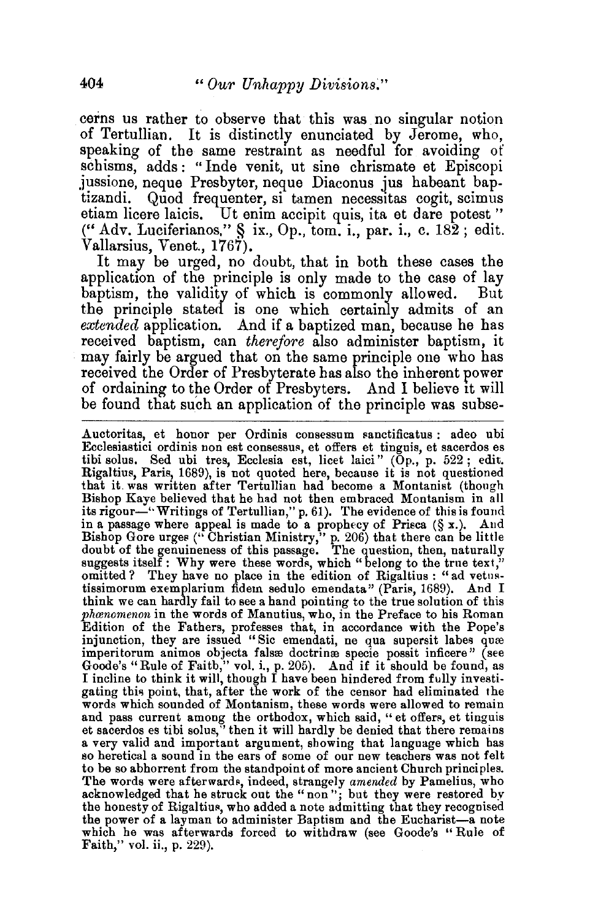cerns us rather to observe that this was no singular notion of Tertullian. It is distinctly enunciated by Jerome, who, speaking of the same restraint as needful for avoiding of schisms, adds: "Inde venit, ut sine chrismate et Episcopi jussione, neque Presbyter, neque Diaconus jus habeant baptizandi. Quod frequenter, si tamen necessitas cogit, scimus etiam licere laicis. Ut enim accipit quis, ita et dare potest" ("Adv. Luciferianos," § ix., Op., tom. i., par. i., c. 182; edit. Vallarsius, Venet., 1767).

It may be urged, no doubt, that in both these cases the application of the principle is only made to the case of lay baptism, the validity of which is commonly allowed. But the principle stated is one which certainly admits of an *extended* application. And if a baptized man, because he has received baptism, can *therefore* also administer baptism, it may fairly be argued that on the same principle one who has received the Order of Presbyterate has also the inherent power of ordaining to the Order of Presbyters. And I believe it will be found that such an application of the principle was subse-

---

Auctoritas, et honor per Ordinis consessum sanctificatus: adeo ubi Ecclesiastici ordinis non est consessus, et offers et tinguis, et sacerdos es tibi solus. Sed ubi tres, Ecclesia est, licet laici" (Op., p. 522; edit. Rigaltius, Paris, 1689), is not quoted here, because it is not questioned that it was written after Tertullian had become a Montanist (though Bishop Kaye believed that he had not then embraced Montanism in all its rigour—"Writings of Tertullian," p. 61). The evidence of this is found in a passage where appeal is made to a prophecy of Prisca (§ x.). And Bishop Gore urges ("Christian Ministry," p. 206) that there can be little doubt of the genuineness of this passage. The question, then, naturally suggests itself: Why were these words, which "belong to the true text," omitted? They have no place in the edition of Rigaltius: "ad vetustissimorum exemplarium fidem sedulo emendata" (Paris, 1689). And I think we can hardly fail to see a hand pointing to the true solution of this *phænomenon* in the words of Manutius, who, in the Preface to his Roman Edition of the Fathers, professes that, in accordance with the Pope's injunction, they are issued "Sic emendati, ne qua supersit labes quæ imperitorum animos objecta falsæ doctrinæ specie possit inficere" (see Goode's "Rule of Faith," vol. i., p. 205). And if it should be found, as I incline to think it will, though I have been hindered from fully investigating this point, that, after the work of the censor had eliminated the words which sounded of Montanism, these words were allowed to remain and pass current among the orthodox, which said, "et offers, et tinguis et sacerdos es tibi solus," then it will hardly be denied that there remains a very valid and important argument, showing that language which has so heretical a sound in the ears of some of our new teachers was not felt to be so abhorrent from the standpoint of more ancient Church principles. The words were afterwards, indeed, strangely *amended* by Pamelius, who acknowledged that he struck out the "non"; but they were restored by the honesty of Rigaltius, who added a note admitting that they recognised the power of a layman to administer Baptism and the Eucharist—a note which he was afterwards forced to withdraw (see Goode's "Rule of Faith," vol. ii., p. 229).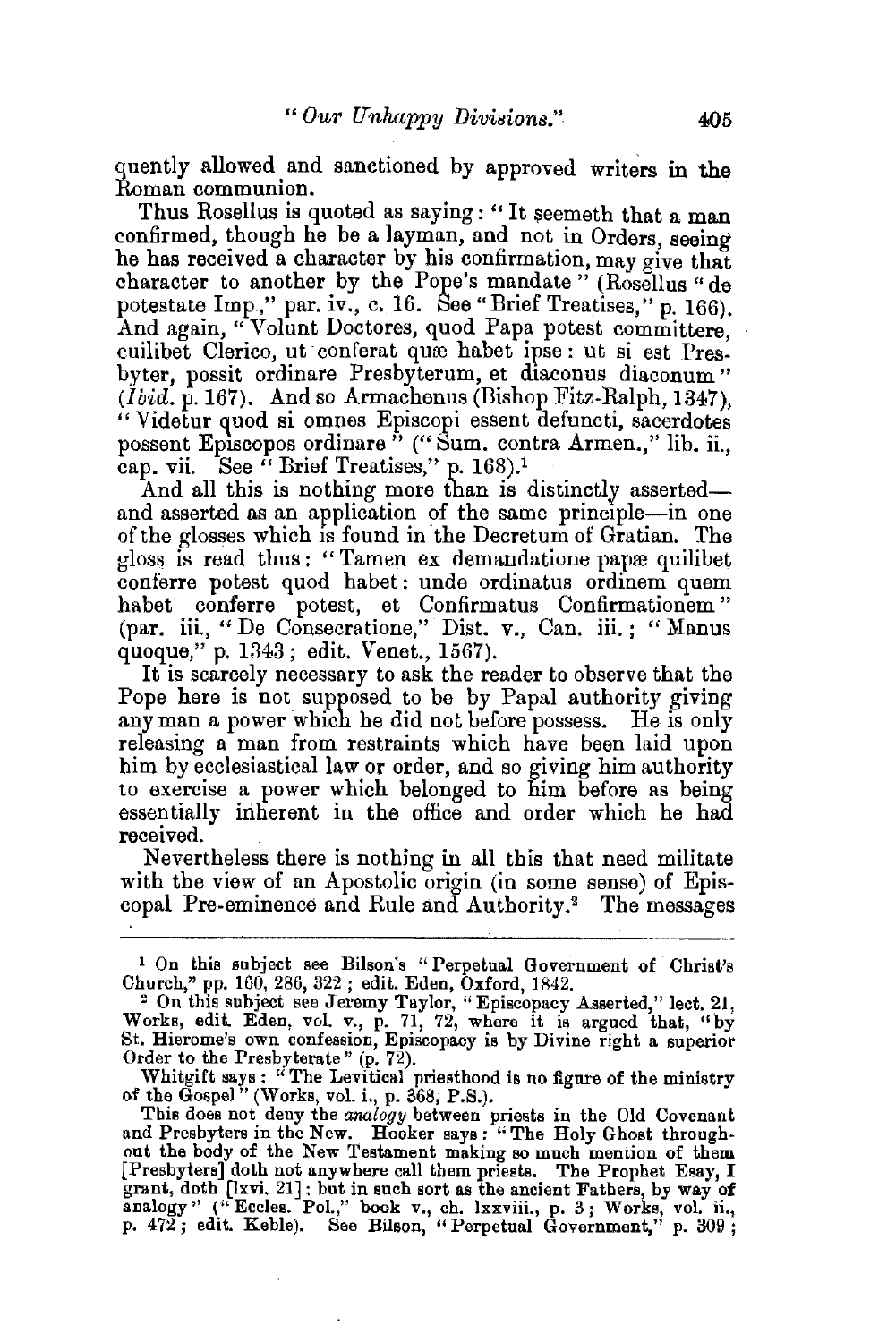quently allowed and sanctioned by approved writers in the Roman communion.

Thus Rosellus is quoted as saying: "It seemeth that a man confirmed, though he be a layman, and not in Orders, seeing he has received a character by his confirmation, may give that character to another by the Pope's mandate" (Rosellus "de potestate Imp.," par. iv., c. 16. See "Brief Treatises," p. 166). And again, "Volunt Doctores, quod Papa potest committere, cuilibet Clerico, ut conferat quæ habet ipse: ut si est Presbyter, possit ordinare Presbyterum, et diaconus diaconum" (*Ibid.* p. 167). And so Armachenus (Bishop Fitz-Ralph, 1347), "Videtur quod si omnes Episcopi essent defuncti, sacerdotes possent Episcopos ordinare" ("Sum. contra Armen.," lib. ii., cap. vii. See "Brief Treatises," p. 168).[1]

And all this is nothing more than is distinctly asserted—and asserted as an application of the same principle—in one of the glosses which is found in the Decretum of Gratian. The gloss is read thus: "Tamen ex demandatione papæ quilibet conferre potest quod habet: unde ordinatus ordinem quem habet conferre potest, et Confirmatus Confirmationem" (par. iii., "De Consecratione," Dist. v., Can. iii.; "Manus quoque," p. 1343; edit. Venet., 1567).

It is scarcely necessary to ask the reader to observe that the Pope here is not supposed to be by Papal authority giving any man a power which he did not before possess. He is only releasing a man from restraints which have been laid upon him by ecclesiastical law or order, and so giving him authority to exercise a power which belonged to him before as being essentially inherent in the office and order which he had received.

Nevertheless there is nothing in all this that need militate with the view of an Apostolic origin (in some sense) of Episcopal Pre-eminence and Rule and Authority.[2] The messages

---

[1] On this subject see Bilson's "Perpetual Government of Christ's Church," pp. 160, 286, 322; edit. Eden, Oxford, 1842.

[2] On this subject see Jeremy Taylor, "Episcopacy Asserted," lect. 21, Works, edit. Eden, vol. v., p. 71, 72, where it is argued that, "by St. Hierome's own confession, Episcopacy is by Divine right a superior Order to the Presbyterate" (p. 72).

Whitgift says: "The Levitical priesthood is no figure of the ministry of the Gospel" (Works, vol. i., p. 368, P.S.).

This does not deny the *analogy* between priests in the Old Covenant and Presbyters in the New. Hooker says: "The Holy Ghost throughout the body of the New Testament making so much mention of them [Presbyters] doth not anywhere call them priests. The Prophet Esay, I grant, doth [lxvi. 21]; but in such sort as the ancient Fathers, by way of analogy" ("Eccles. Pol.," book v., ch. lxxviii., p. 3; Works, vol. ii., p. 472; edit. Keble). See Bilson, "Perpetual Government," p. 309;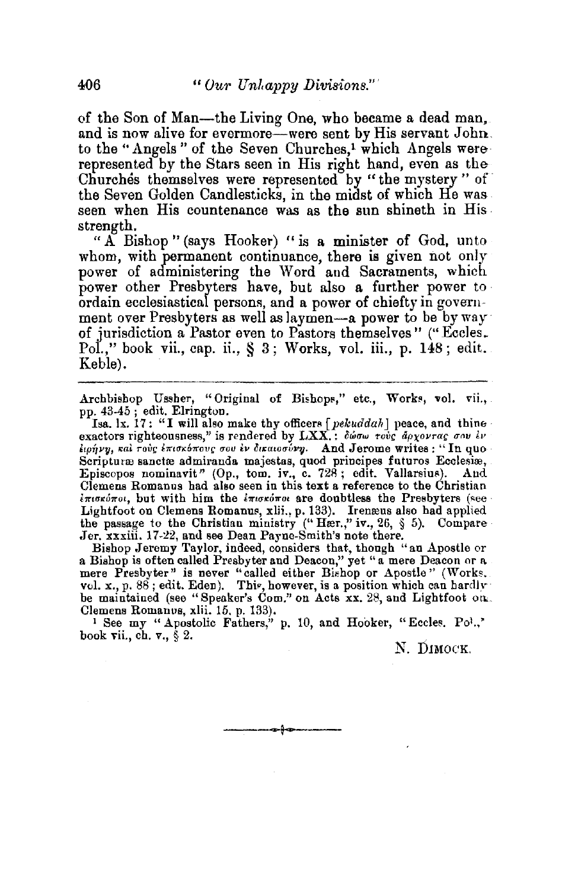of the Son of Man—the Living One, who became a dead man, and is now alive for evermore—were sent by His servant John to the "Angels" of the Seven Churches,[1] which Angels were represented by the Stars seen in His right hand, even as the Churches themselves were represented by "the mystery" of the Seven Golden Candlesticks, in the midst of which He was seen when His countenance was as the sun shineth in His strength.

"A Bishop" (says Hooker) "is a minister of God, unto whom, with permanent continuance, there is given not only power of administering the Word and Sacraments, which power other Presbyters have, but also a further power to ordain ecclesiastical persons, and a power of chiefty in government over Presbyters as well as laymen—a power to be by way of jurisdiction a Pastor even to Pastors themselves" ("Eccles. Pol.," book vii., cap. ii., § 3; Works, vol. iii., p. 148; edit. Keble).

---

Archbishop Ussher, "Original of Bishops," etc., Works, vol. vii., pp. 43-45; edit. Elrington.

Isa. lx. 17: "I will also make thy officers [*pekuddah*] peace, and thine exactors righteousness," is rendered by LXX.: δώσω τοὺς ἄρχοντάς σου ἐν εἰρήνῃ, καὶ τοὺς ἐπισκόπους σου ἐν δικαιοσύνῃ. And Jerome writes: "In quo Scripturæ sanctæ admiranda majestas, quod principes futuros Ecclesiæ, Episcopos nominavit" (Op., tom. iv., c. 728; edit. Vallarsius). And Clemens Romanus had also seen in this text a reference to the Christian ἐπίσκοποι, but with him the ἐπίσκοποι are doubtless the Presbyters (see Lightfoot on Clemens Romanus, xlii., p. 133). Irenæus also had applied the passage to the Christian ministry ("Hær.," iv., 26, § 5). Compare Jer. xxxiii. 17-22, and see Dean Payne-Smith's note there.

Bishop Jeremy Taylor, indeed, considers that, though "an Apostle or a Bishop is often called Presbyter and Deacon," yet "a mere Deacon or a mere Presbyter" is never "called either Bishop or Apostle" (Works, vol. x., p. 88; edit. Eden). This, however, is a position which can hardly be maintained (see "Speaker's Com." on Acts xx. 28, and Lightfoot on Clemens Romanus, xlii. 15, p. 133).

[1] See my "Apostolic Fathers," p. 10, and Hooker, "Eccles. Pol.," book vii., ch. v., § 2.

N. DIMOCK.